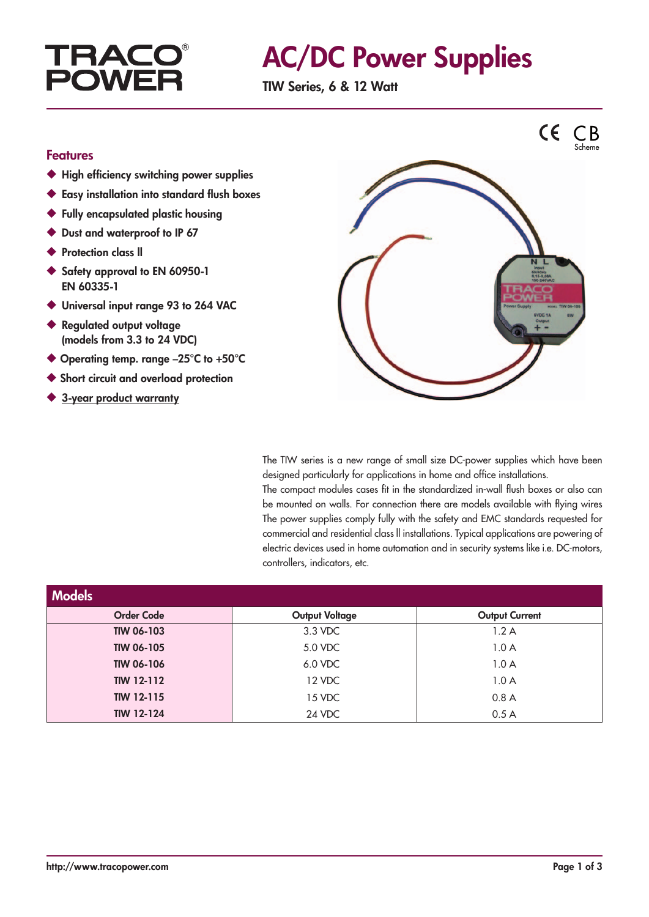TRACO® POWER

# AC/DC Power Supplies

**TIW Series, 6 & 12 Watt**

CE CB Scheme

## Features

- High efficiency switching power supplies
- Easy installation into standard flush boxes
- Fully encapsulated plastic housing
- Dust and waterproof to IP 67
- Protection class II
- Safety approval to EN 60950-1 EN 60335-1
- Universal input range 93 to 264 VAC
- Regulated output voltage (models from 3.3 to 24 VDC)
- Operating temp. range –25°C to +50°C
- Short circuit and overload protection
- 3-year product warranty

The TIW series is a new range of small size DC-power supplies which have been designed particularly for applications in home and office installations.
The compact modules cases fit in the standardized in-wall flush boxes or also can be mounted on walls. For connection there are models available with flying wires The power supplies comply fully with the safety and EMC standards requested for commercial and residential class II installations. Typical applications are powering of electric devices used in home automation and in security systems like i.e. DC-motors, controllers, indicators, etc.

## Models

| Order Code | Output Voltage | Output Current |
|---|---|---|
| TIW 06-103 | 3.3 VDC | 1.2 A |
| TIW 06-105 | 5.0 VDC | 1.0 A |
| TIW 06-106 | 6.0 VDC | 1.0 A |
| TIW 12-112 | 12 VDC | 1.0 A |
| TIW 12-115 | 15 VDC | 0.8 A |
| TIW 12-124 | 24 VDC | 0.5 A |

http://www.tracopower.com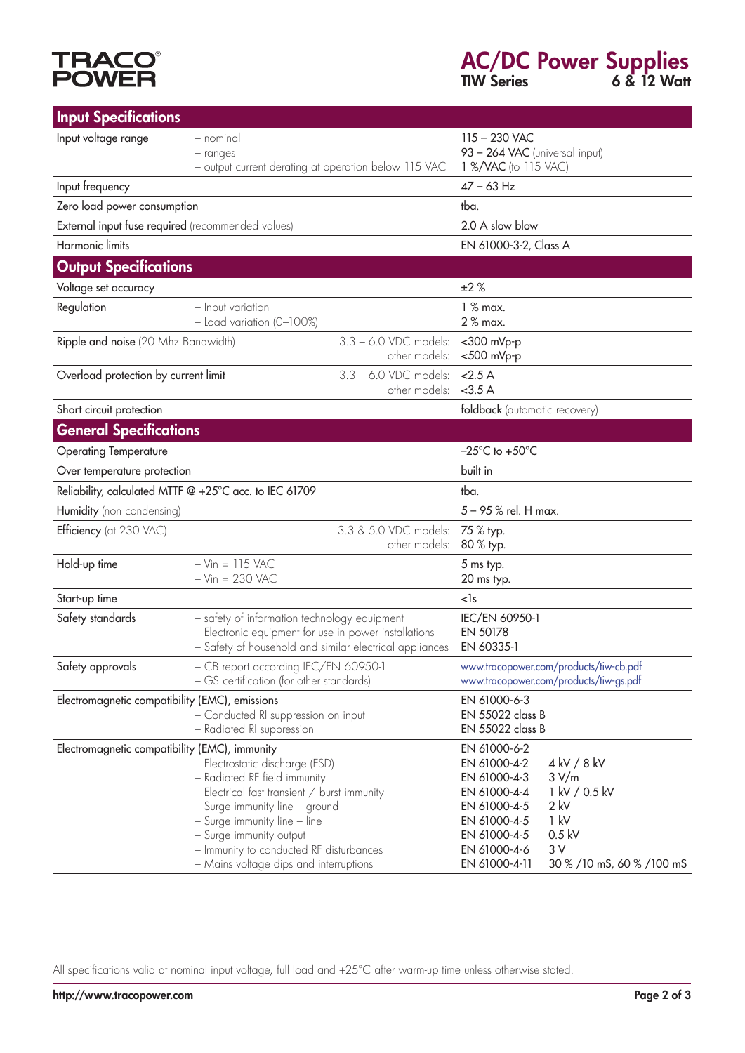## Input Specifications

| | | |
|---|---|---|
| Input voltage range | – nominal<br>– ranges<br>– output current derating at operation below 115 VAC | 115 – 230 VAC<br>93 – 264 VAC (universal input)<br>1 %/VAC (to 115 VAC) |
| Input frequency | | 47 – 63 Hz |
| Zero load power consumption | | tba. |
| External input fuse required (recommended values) | | 2.0 A slow blow |
| Harmonic limits | | EN 61000-3-2, Class A |

## Output Specifications

| | | |
|---|---|---|
| Voltage set accuracy | | ±2 % |
| Regulation | – Input variation<br>– Load variation (0–100%) | 1 % max.<br>2 % max. |
| Ripple and noise (20 Mhz Bandwidth) | 3.3 – 6.0 VDC models:<br>other models: | <300 mVp-p<br><500 mVp-p |
| Overload protection by current limit | 3.3 – 6.0 VDC models:<br>other models: | <2.5 A<br><3.5 A |
| Short circuit protection | | foldback (automatic recovery) |

## General Specifications

| | | |
|---|---|---|
| Operating Temperature | | –25°C to +50°C |
| Over temperature protection | | built in |
| Reliability, calculated MTTF @ +25°C acc. to IEC 61709 | | tba. |
| Humidity (non condensing) | | 5 – 95 % rel. H max. |
| Efficiency (at 230 VAC) | 3.3 & 5.0 VDC models:<br>other models: | 75 % typ.<br>80 % typ. |
| Hold-up time | – Vin = 115 VAC<br>– Vin = 230 VAC | 5 ms typ.<br>20 ms typ. |
| Start-up time | | <1s |
| Safety standards | – safety of information technology equipment<br>– Electronic equipment for use in power installations<br>– Safety of household and similar electrical appliances | IEC/EN 60950-1<br>EN 50178<br>EN 60335-1 |
| Safety approvals | – CB report according IEC/EN 60950-1<br>– GS certification (for other standards) | www.tracopower.com/products/tiw-cb.pdf<br>www.tracopower.com/products/tiw-gs.pdf |
| Electromagnetic compatibility (EMC), emissions | <br>– Conducted RI suppression on input<br>– Radiated RI suppression | EN 61000-6-3<br>EN 55022 class B<br>EN 55022 class B |
| Electromagnetic compatibility (EMC), immunity | <br>– Electrostatic discharge (ESD)<br>– Radiated RF field immunity<br>– Electrical fast transient / burst immunity<br>– Surge immunity line – ground<br>– Surge immunity line – line<br>– Surge immunity output<br>– Immunity to conducted RF disturbances<br>– Mains voltage dips and interruptions | EN 61000-6-2<br>EN 61000-4-2 4 kV / 8 kV<br>EN 61000-4-3 3 V/m<br>EN 61000-4-4 1 kV / 0.5 kV<br>EN 61000-4-5 2 kV<br>EN 61000-4-5 1 kV<br>EN 61000-4-5 0.5 kV<br>EN 61000-4-6 3 V<br>EN 61000-4-11 30 % /10 mS, 60 % /100 mS |

All specifications valid at nominal input voltage, full load and +25°C after warm-up time unless otherwise stated.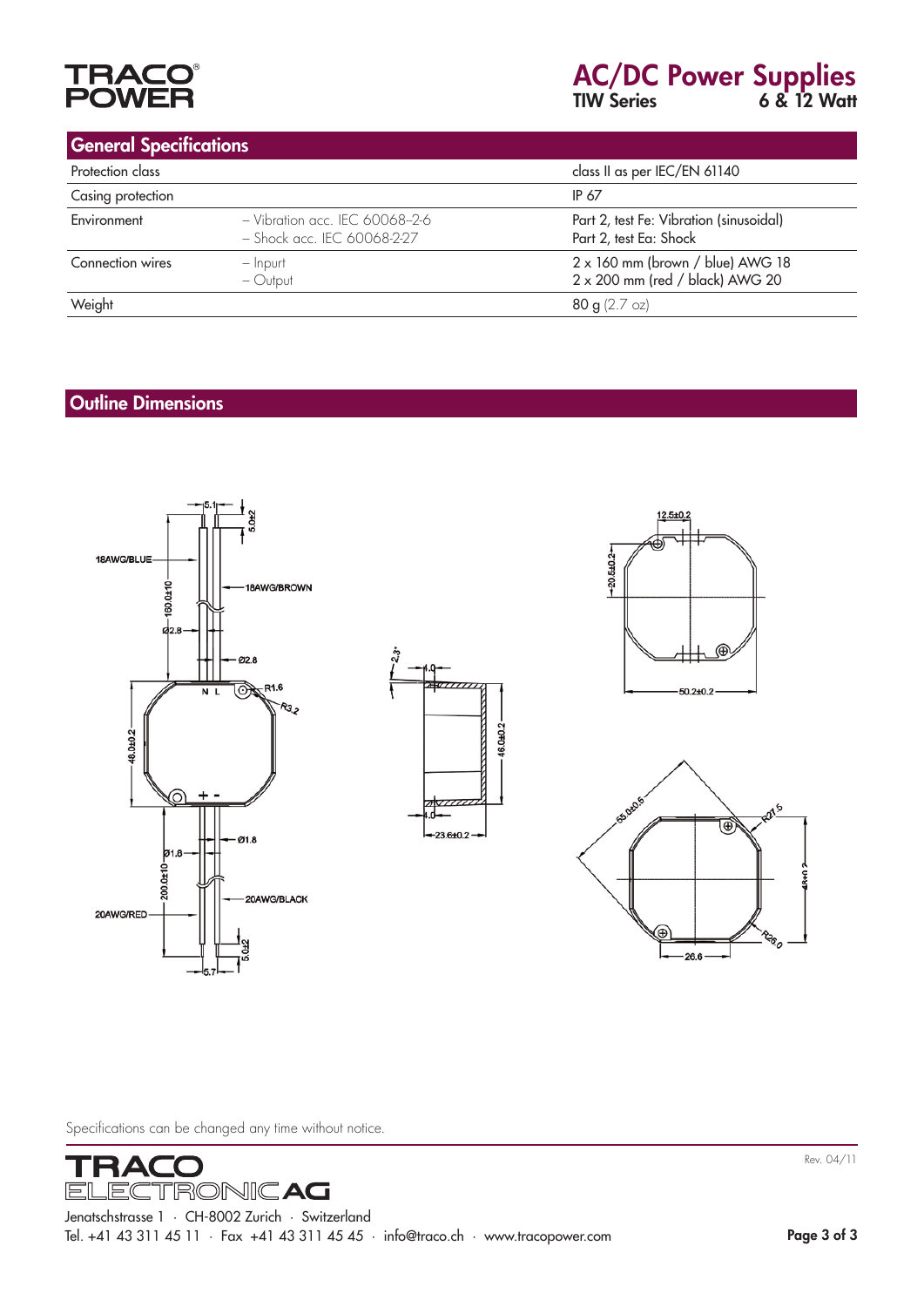## General Specifications

| | | |
|---|---|---|
| Protection class | | class II as per IEC/EN 61140 |
| Casing protection | | IP 67 |
| Environment | – Vibration acc. IEC 60068–2-6<br>– Shock acc. IEC 60068-2-27 | Part 2, test Fe: Vibration (sinusoidal)<br>Part 2, test Ea: Shock |
| Connection wires | – Input<br>– Output | 2 x 160 mm (brown / blue) AWG 18<br>2 x 200 mm (red / black) AWG 20 |
| Weight | | 80 g (2.7 oz) |

## Outline Dimensions

18AWG/BLUE
18AWG/BROWN
5.1
5.0±2
160.0±10
Ø2.8
Ø2.8
N L
R1.6
R3.2
48.0±0.2
+ -
Ø1.8
Ø1.8
200.0±10
20AWG/BLACK
20AWG/RED
5.0±2
5.7

2.3°
4.0
46.0±0.2
4.0
23.6±0.2

12.5±0.2
20.5±0.2
50.2±0.2

55.0±0.5
R27.5
48±0.2
R26.0
26.6

Specifications can be changed any time without notice.

Rev. 04/11

**TRACO ELECTRONIC AG**
Jenatschstrasse 1 · CH-8002 Zurich · Switzerland
Tel. +41 43 311 45 11 · Fax +41 43 311 45 45 · info@traco.ch · www.tracopower.com